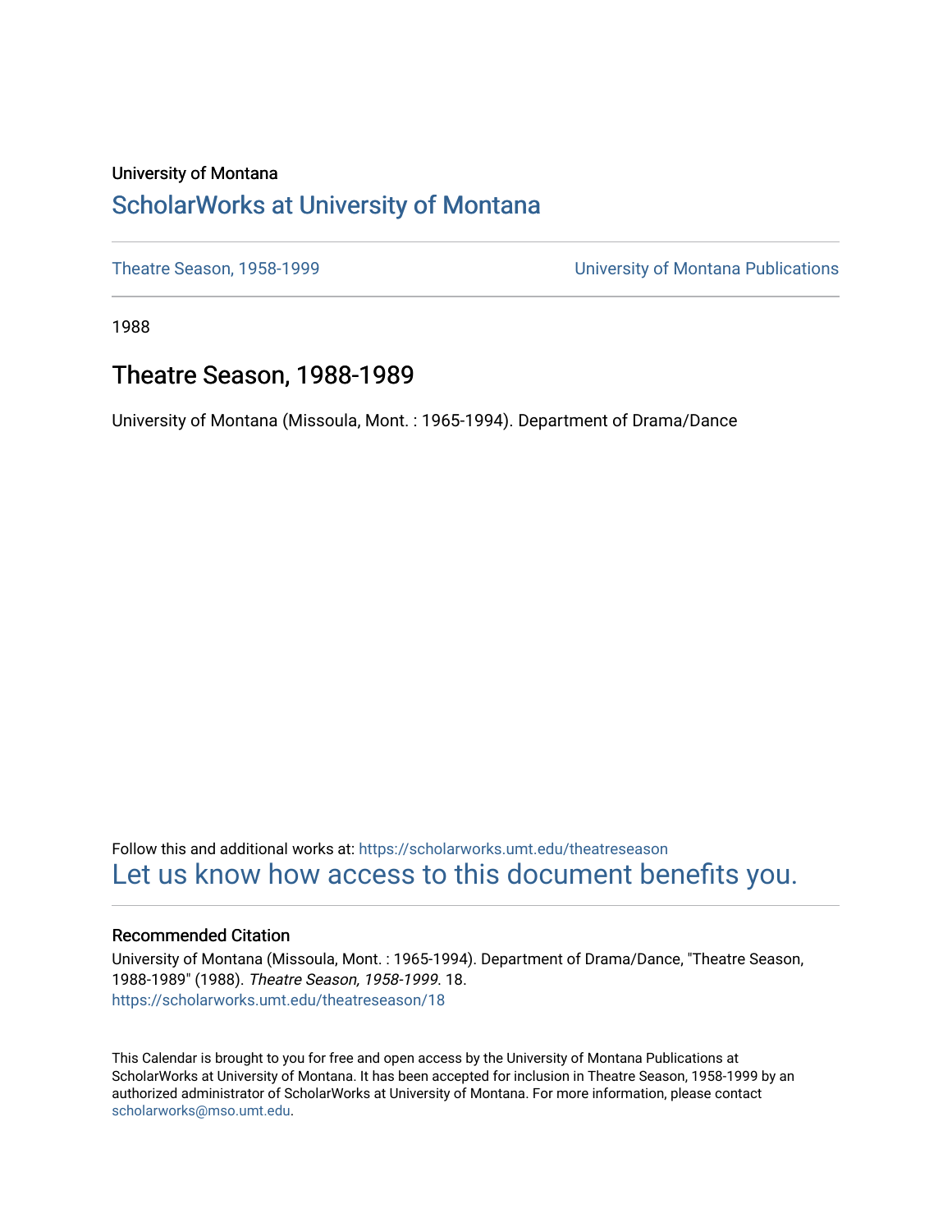University of Montana

# ScholarWorks at University of Montana

Theatre Season, 1958-1999 | University of Montana Publications

1988

## Theatre Season, 1988-1989

University of Montana (Missoula, Mont. : 1965-1994). Department of Drama/Dance

Follow this and additional works at: https://scholarworks.umt.edu/theatreseason

Let us know how access to this document benefits you.

### Recommended Citation

University of Montana (Missoula, Mont. : 1965-1994). Department of Drama/Dance, "Theatre Season, 1988-1989" (1988). *Theatre Season, 1958-1999*. 18.
https://scholarworks.umt.edu/theatreseason/18

This Calendar is brought to you for free and open access by the University of Montana Publications at ScholarWorks at University of Montana. It has been accepted for inclusion in Theatre Season, 1958-1999 by an authorized administrator of ScholarWorks at University of Montana. For more information, please contact scholarworks@mso.umt.edu.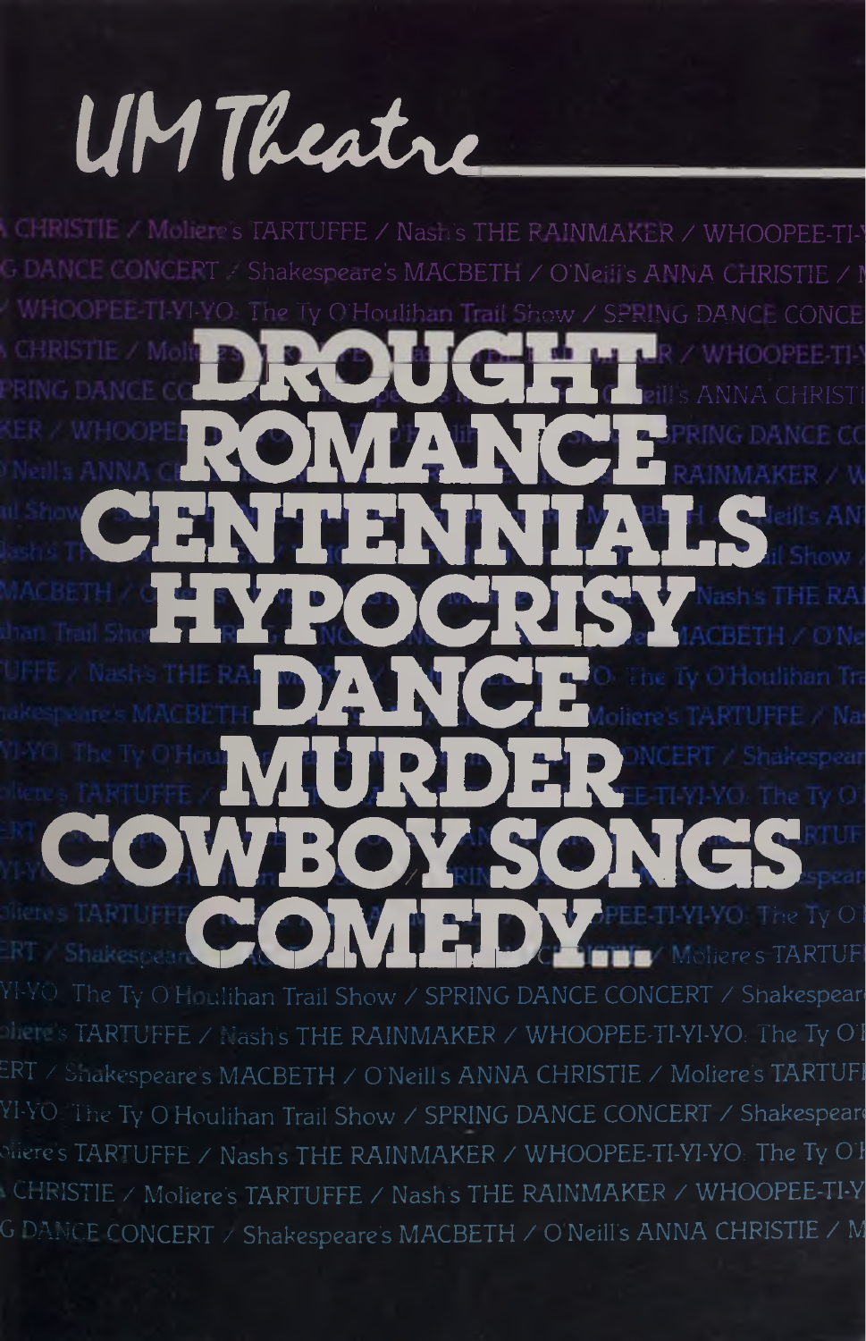# UM Theatre

# DROUGHT
# ROMANCE
# CENTENNIALS
# HYPOCRISY
# DANCE
# MURDER
# COWBOY SONGS
# COMEDY...

O'Neill's ANNA CHRISTIE / Moliere's TARTUFFE / Nash's THE RAINMAKER / WHOOPEE-TI-YI-YO: The Ty O'Houlihan Trail Show / SPRING DANCE CONCERT / Shakespeare's MACBETH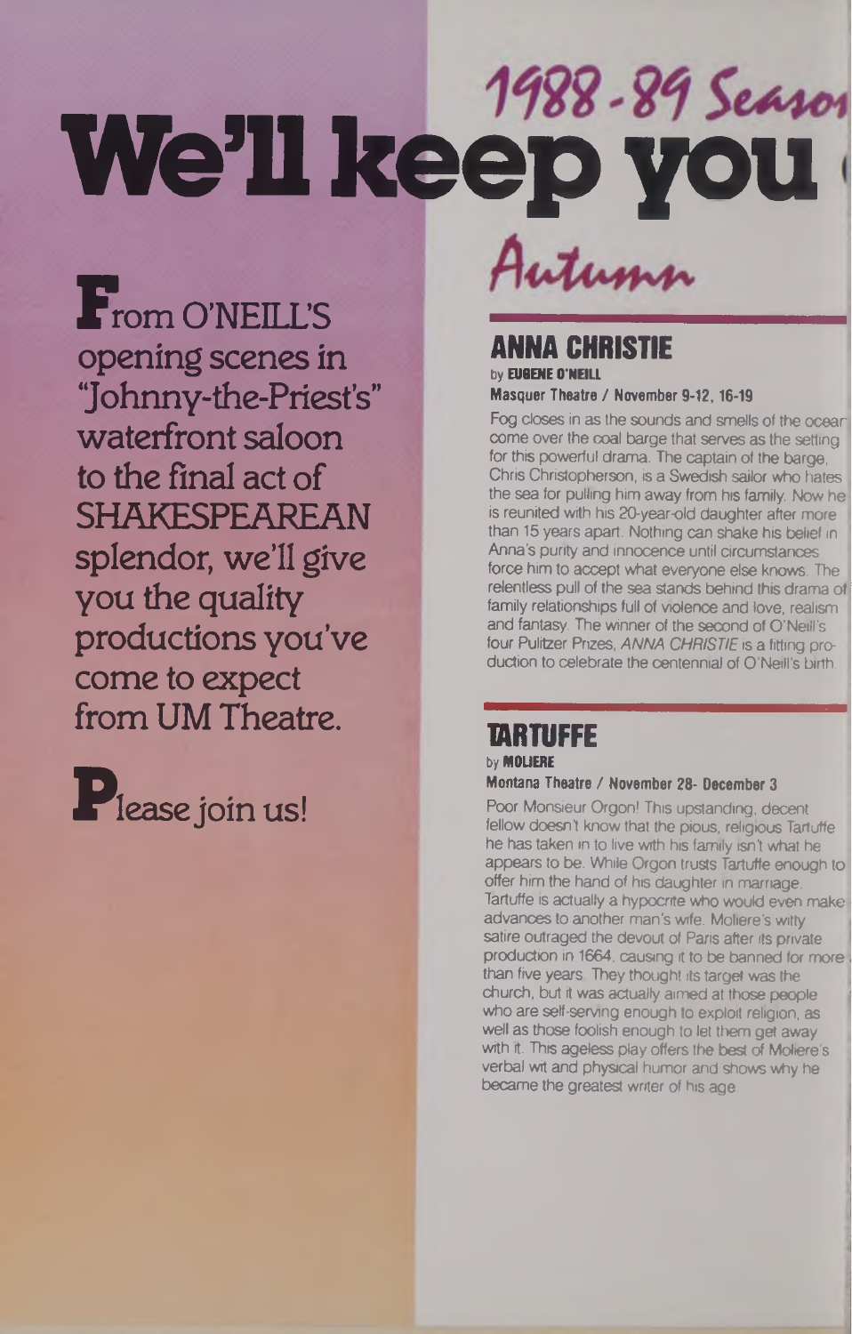# We'll keep you

## 1988-89 Season

**F**rom O'NEILL'S opening scenes in "Johnny-the-Priest's" waterfront saloon to the final act of SHAKESPEAREAN splendor, we'll give you the quality productions you've come to expect from UM Theatre.

**P**lease join us!

## Autumn

### ANNA CHRISTIE

by **EUGENE O'NEILL**

**Masquer Theatre / November 9-12, 16-19**

Fog closes in as the sounds and smells of the ocean come over the coal barge that serves as the setting for this powerful drama. The captain of the barge, Chris Christopherson, is a Swedish sailor who hates the sea for pulling him away from his family. Now he is reunited with his 20-year-old daughter after more than 15 years apart. Nothing can shake his belief in Anna's purity and innocence until circumstances force him to accept what everyone else knows. The relentless pull of the sea stands behind this drama of family relationships full of violence and love, realism and fantasy. The winner of the second of O'Neill's four Pulitzer Prizes, *ANNA CHRISTIE* is a fitting production to celebrate the centennial of O'Neill's birth.

### TARTUFFE

by **MOLIERE**

**Montana Theatre / November 28- December 3**

Poor Monsieur Orgon! This upstanding, decent fellow doesn't know that the pious, religious Tartuffe he has taken in to live with his family isn't what he appears to be. While Orgon trusts Tartuffe enough to offer him the hand of his daughter in marriage, Tartuffe is actually a hypocrite who would even make advances to another man's wife. Moliere's witty satire outraged the devout of Paris after its private production in 1664, causing it to be banned for more than five years. They thought its target was the church, but it was actually aimed at those people who are self-serving enough to exploit religion, as well as those foolish enough to let them get away with it. This ageless play offers the best of Moliere's verbal wit and physical humor and shows why he became the greatest writer of his age.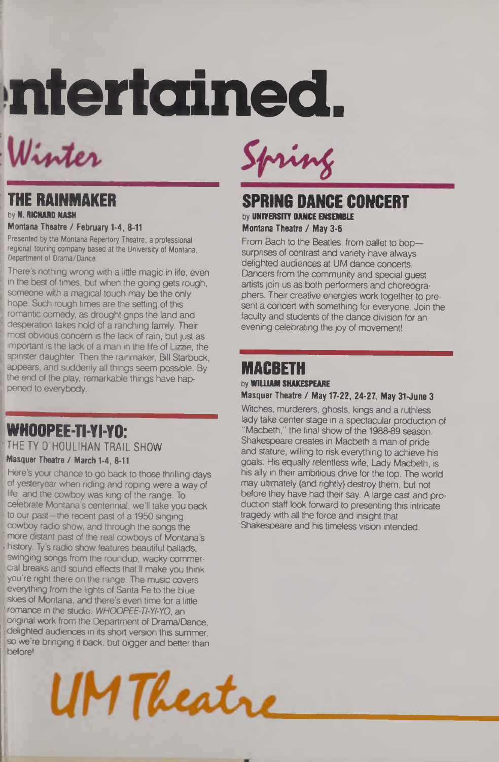# ntertained.

## Winter

### THE RAINMAKER

by **N. RICHARD NASH**

**Montana Theatre / February 1-4, 8-11**

Presented by the Montana Repertory Theatre, a professional regional touring company based at the University of Montana, Department of Drama/Dance.

There's nothing wrong with a little magic in life, even in the best of times, but when the going gets rough, someone with a magical touch may be the only hope. Such rough times are the setting of this romantic comedy, as drought grips the land and desperation takes hold of a ranching family. Their most obvious concern is the lack of rain, but just as important is the lack of a man in the life of Lizzie, the spinster daughter. Then the rainmaker, Bill Starbuck, appears, and suddenly all things seem possible. By the end of the play, remarkable things have happened to everybody.

### WHOOPEE-TI-YI-YO:

THE TY O'HOULIHAN TRAIL SHOW

**Masquer Theatre / March 1-4, 8-11**

Here's your chance to go back to those thrilling days of yesteryear when riding and roping were a way of life, and the cowboy was king of the range. To celebrate Montana's centennial, we'll take you back to our past—the recent past of a 1950 singing cowboy radio show, and through the songs the more distant past of the real cowboys of Montana's history. Ty's radio show features beautiful ballads, swinging songs from the roundup, wacky commercial breaks and sound effects that'll make you think you're right there on the range. The music covers everything from the lights of Santa Fe to the blue skies of Montana, and there's even time for a little romance in the studio. *WHOOPEE-TI-YI-YO*, an original work from the Department of Drama/Dance, delighted audiences in its short version this summer, so we're bringing it back, but bigger and better than before!

## Spring

### SPRING DANCE CONCERT

by **UNIVERSITY DANCE ENSEMBLE**

**Montana Theatre / May 3-6**

From Bach to the Beatles, from ballet to bop—surprises of contrast and variety have always delighted audiences at UM dance concerts. Dancers from the community and special guest artists join us as both performers and choreographers. Their creative energies work together to present a concert with something for everyone. Join the faculty and students of the dance division for an evening celebrating the joy of movement!

### MACBETH

by **WILLIAM SHAKESPEARE**

**Masquer Theatre / May 17-22, 24-27, May 31-June 3**

Witches, murderers, ghosts, kings and a ruthless lady take center stage in a spectacular production of "Macbeth," the final show of the 1988-89 season. Shakespeare creates in Macbeth a man of pride and stature, willing to risk everything to achieve his goals. His equally relentless wife, Lady Macbeth, is his ally in their ambitious drive for the top. The world may ultimately (and rightly) destroy them, but not before they have had their say. A large cast and production staff look forward to presenting this intricate tragedy with all the force and insight that Shakespeare and his timeless vision intended.

UM Theatre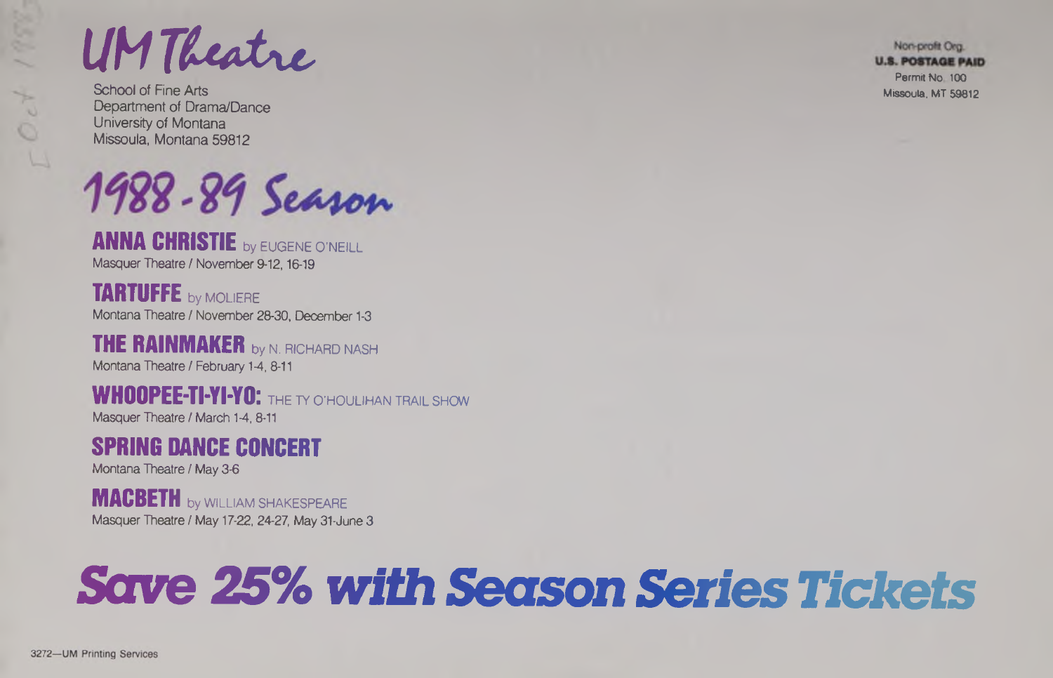# UM Theatre

School of Fine Arts
Department of Drama/Dance
University of Montana
Missoula, Montana 59812

Non-profit Org.
**U.S. POSTAGE PAID**
Permit No. 100
Missoula, MT 59812

## 1988-89 Season

**ANNA CHRISTIE** by EUGENE O'NEILL
Masquer Theatre / November 9-12, 16-19

**TARTUFFE** by MOLIERE
Montana Theatre / November 28-30, December 1-3

**THE RAINMAKER** by N. RICHARD NASH
Montana Theatre / February 1-4, 8-11

**WHOOPEE-TI-YI-YO:** THE TY O'HOULIHAN TRAIL SHOW
Masquer Theatre / March 1-4, 8-11

**SPRING DANCE CONCERT**
Montana Theatre / May 3-6

**MACBETH** by WILLIAM SHAKESPEARE
Masquer Theatre / May 17-22, 24-27, May 31-June 3

## Save 25% with Season Series Tickets

3272—UM Printing Services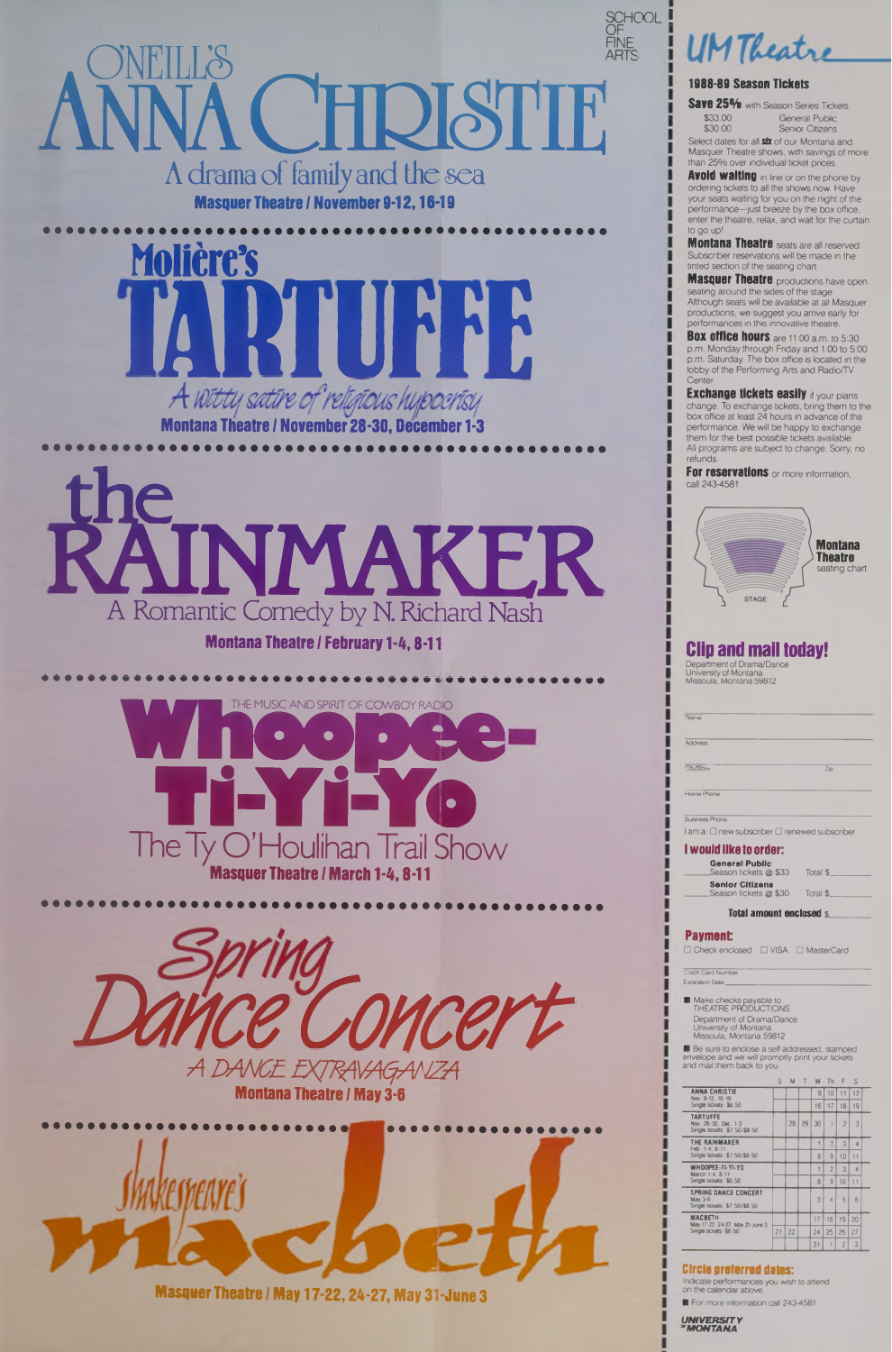# O'NEILL'S ANNA CHRISTIE

A drama of family and the sea

**Masquer Theatre / November 9-12, 16-19**

# Molière's TARTUFFE

*A witty satire of religious hypocrisy*

**Montana Theatre / November 28-30, December 1-3**

# the RAINMAKER

A Romantic Comedy by N. Richard Nash

**Montana Theatre / February 1-4, 8-11**

THE MUSIC AND SPIRIT OF COWBOY RADIO

# Whoopee-Ti-Yi-Yo

The Ty O'Houlihan Trail Show

**Masquer Theatre / March 1-4, 8-11**

# Spring Dance Concert

*A DANCE EXTRAVAGANZA*

**Montana Theatre / May 3-6**

# Shakespeare's macbeth

**Masquer Theatre / May 17-22, 24-27, May 31-June 3**

SCHOOL OF FINE ARTS

# UM Theatre

## 1988-89 Season Tickets

**Save 25%** with Season Series Tickets
$33.00 General Public
$30.00 Senior Citizens

Select dates for all **six** of our Montana and Masquer Theatre shows, with savings of more than 25% over individual ticket prices.

**Avoid waiting** in line or on the phone by ordering tickets to all the shows now. Have your seats waiting for you on the night of the performance—just breeze by the box office, enter the theatre, relax, and wait for the curtain to go up!

**Montana Theatre** seats are all reserved. Subscriber reservations will be made in the tinted section of the seating chart.

**Masquer Theatre** productions have open seating around the sides of the stage. Although seats will be available at all Masquer productions, we suggest you arrive early for performances in this innovative theatre.

**Box office hours** are 11:00 a.m. to 5:30 p.m. Monday through Friday and 1:00 to 5:00 p.m. Saturday. The box office is located in the lobby of the Performing Arts and Radio/TV Center.

**Exchange tickets easily** if your plans change. To exchange tickets, bring them to the box office at least 24 hours in advance of the performance. We will be happy to exchange them for the best possible tickets available. All programs are subject to change. Sorry, no refunds.

**For reservations** or more information, call 243-4581.

**Montana Theatre** seating chart

STAGE

## Clip and mail today!

Department of Drama/Dance
University of Montana
Missoula, Montana 59812

Name

Address

City/State Zip

Home Phone

Business Phone

I am a: ☐ new subscriber ☐ renewed subscriber

### I would like to order:

**General Public**
_____ Season tickets @ $33 Total $_______

**Senior Citizens**
_____ Season tickets @ $30 Total $_______

**Total amount enclosed** $_______

### Payment:

☐ Check enclosed ☐ VISA ☐ MasterCard

Credit Card Number

Expiration Date

■ Make checks payable to THEATRE PRODUCTIONS
Department of Drama/Dance
University of Montana
Missoula, Montana 59812

■ Be sure to enclose a self addressed, stamped envelope and we will promptly print your tickets and mail them back to you.

| | S | M | T | W | Th | F | S |
|---|---|---|---|---|---|---|---|
| ANNA CHRISTIE Nov. 9-12, 16-19 Single tickets: $6.50 | | | | 9 | 10 | 11 | 12 |
| | | | | 16 | 17 | 18 | 19 |
| TARTUFFE Nov. 28-30, Dec. 1-3 Single tickets: $7.50/$8.50 | | 28 | 29 | 30 | 1 | 2 | 3 |
| THE RAINMAKER Feb. 1-4, 8-11 Single tickets: $7.50/$8.50 | | | | 1 | 2 | 3 | 4 |
| | | | | 8 | 9 | 10 | 11 |
| WHOOPEE-TI-YI-YO March 1-4, 8-11 Single tickets: $6.50 | | | | 1 | 2 | 3 | 4 |
| | | | | 8 | 9 | 10 | 11 |
| SPRING DANCE CONCERT May 3-6 Single tickets: $7.50/$8.50 | | | | 3 | 4 | 5 | 6 |
| MACBETH May 17-22, 24-27, May 31-June 3 Single tickets: $6.50 | | | | 17 | 18 | 19 | 20 |
| | 21 | 22 | | 24 | 25 | 26 | 27 |
| | | | | 31 | 1 | 2 | 3 |

### Circle preferred dates:

Indicate performances you wish to attend on the calendar above.

■ For more information call 243-4581.

UNIVERSITY OF MONTANA